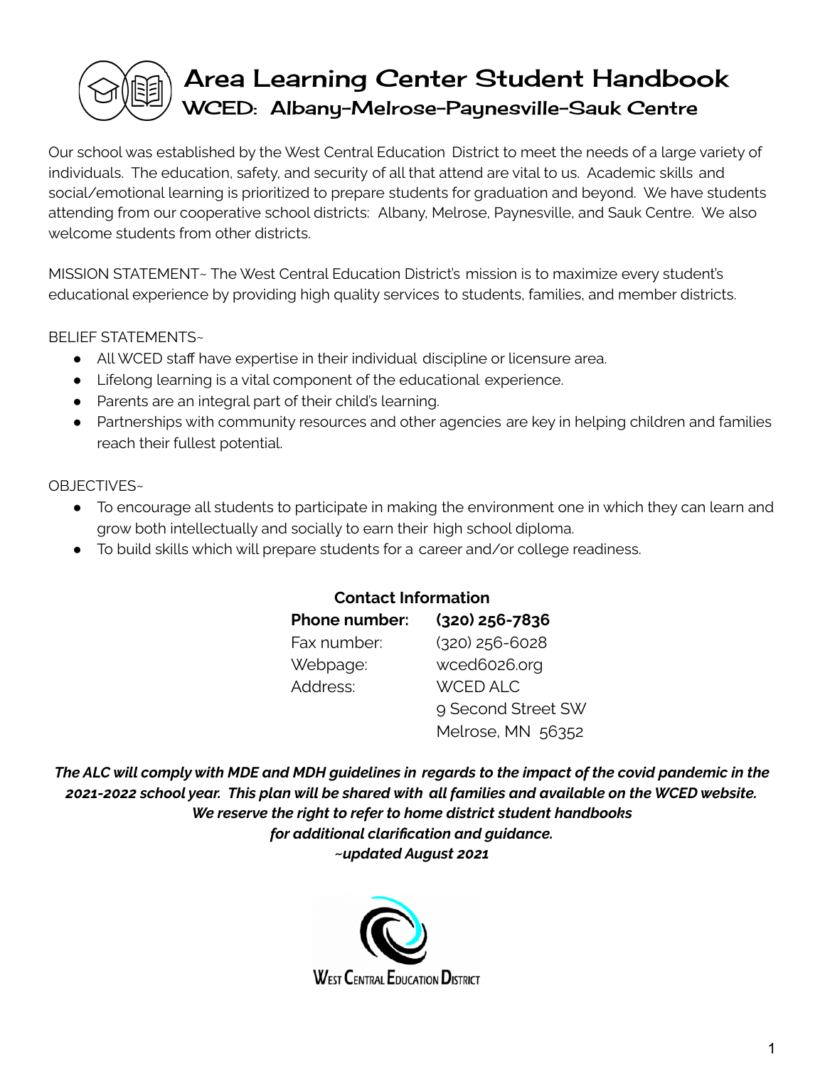# Area Learning Center Student Handbook

## WCED: Albany-Melrose-Paynesville-Sauk Centre

Our school was established by the West Central Education District to meet the needs of a large variety of individuals. The education, safety, and security of all that attend are vital to us. Academic skills and social/emotional learning is prioritized to prepare students for graduation and beyond. We have students attending from our cooperative school districts: Albany, Melrose, Paynesville, and Sauk Centre. We also welcome students from other districts.

MISSION STATEMENT~ The West Central Education District's mission is to maximize every student's educational experience by providing high quality services to students, families, and member districts.

BELIEF STATEMENTS~

- All WCED staff have expertise in their individual discipline or licensure area.
- Lifelong learning is a vital component of the educational experience.
- Parents are an integral part of their child's learning.
- Partnerships with community resources and other agencies are key in helping children and families reach their fullest potential.

OBJECTIVES~

- To encourage all students to participate in making the environment one in which they can learn and grow both intellectually and socially to earn their high school diploma.
- To build skills which will prepare students for a career and/or college readiness.

**Contact Information**

| | |
|---|---|
| **Phone number:** | **(320) 256-7836** |
| Fax number: | (320) 256-6028 |
| Webpage: | wced6026.org |
| Address: | WCED ALC<br>9 Second Street SW<br>Melrose, MN 56352 |

***The ALC will comply with MDE and MDH guidelines in regards to the impact of the covid pandemic in the 2021-2022 school year. This plan will be shared with all families and available on the WCED website. We reserve the right to refer to home district student handbooks for additional clarification and guidance.***

***~updated August 2021***

West Central Education District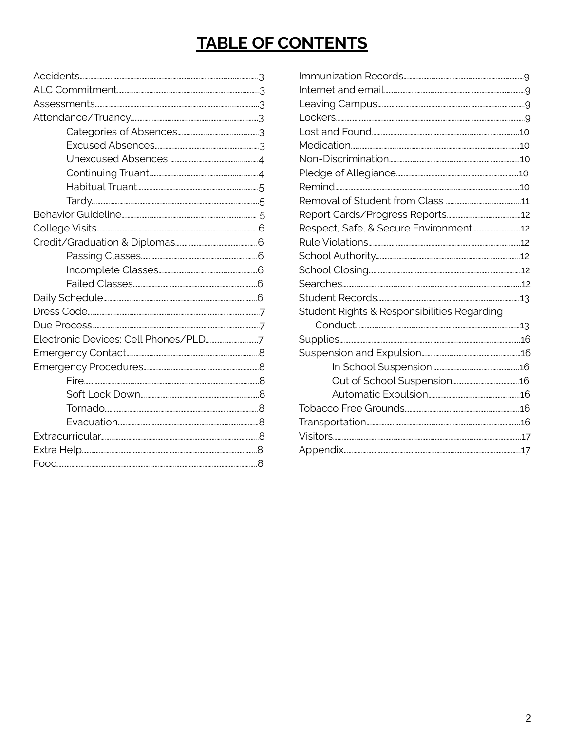# TABLE OF CONTENTS

- Accidents....3
- ALC Commitment....3
- Assessments....3
- Attendance/Truancy....3
  - Categories of Absences....3
  - Excused Absences....3
  - Unexcused Absences....4
  - Continuing Truant....4
  - Habitual Truant....5
  - Tardy....5
- Behavior Guideline....5
- College Visits....6
- Credit/Graduation & Diplomas....6
  - Passing Classes....6
  - Incomplete Classes....6
  - Failed Classes....6
- Daily Schedule....6
- Dress Code....7
- Due Process....7
- Electronic Devices: Cell Phones/PLD....7
- Emergency Contact....8
- Emergency Procedures....8
  - Fire....8
  - Soft Lock Down....8
  - Tornado....8
  - Evacuation....8
- Extracurricular....8
- Extra Help....8
- Food....8
- Immunization Records....9
- Internet and email....9
- Leaving Campus....9
- Lockers....9
- Lost and Found....10
- Medication....10
- Non-Discrimination....10
- Pledge of Allegiance....10
- Remind....10
- Removal of Student from Class....11
- Report Cards/Progress Reports....12
- Respect, Safe, & Secure Environment....12
- Rule Violations....12
- School Authority....12
- School Closing....12
- Searches....12
- Student Records....13
- Student Rights & Responsibilities Regarding Conduct....13
- Supplies....16
- Suspension and Expulsion....16
  - In School Suspension....16
  - Out of School Suspension....16
  - Automatic Expulsion....16
- Tobacco Free Grounds....16
- Transportation....16
- Visitors....17
- Appendix....17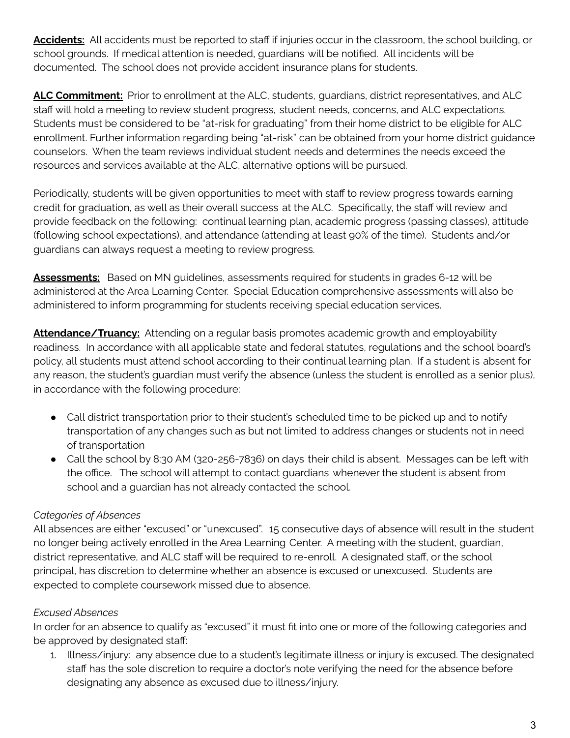**Accidents:** All accidents must be reported to staff if injuries occur in the classroom, the school building, or school grounds. If medical attention is needed, guardians will be notified. All incidents will be documented. The school does not provide accident insurance plans for students.

**ALC Commitment:** Prior to enrollment at the ALC, students, guardians, district representatives, and ALC staff will hold a meeting to review student progress, student needs, concerns, and ALC expectations. Students must be considered to be "at-risk for graduating" from their home district to be eligible for ALC enrollment. Further information regarding being "at-risk" can be obtained from your home district guidance counselors. When the team reviews individual student needs and determines the needs exceed the resources and services available at the ALC, alternative options will be pursued.

Periodically, students will be given opportunities to meet with staff to review progress towards earning credit for graduation, as well as their overall success at the ALC. Specifically, the staff will review and provide feedback on the following: continual learning plan, academic progress (passing classes), attitude (following school expectations), and attendance (attending at least 90% of the time). Students and/or guardians can always request a meeting to review progress.

**Assessments:** Based on MN guidelines, assessments required for students in grades 6-12 will be administered at the Area Learning Center. Special Education comprehensive assessments will also be administered to inform programming for students receiving special education services.

**Attendance/Truancy:** Attending on a regular basis promotes academic growth and employability readiness. In accordance with all applicable state and federal statutes, regulations and the school board's policy, all students must attend school according to their continual learning plan. If a student is absent for any reason, the student's guardian must verify the absence (unless the student is enrolled as a senior plus), in accordance with the following procedure:

- Call district transportation prior to their student's scheduled time to be picked up and to notify transportation of any changes such as but not limited to address changes or students not in need of transportation
- Call the school by 8:30 AM (320-256-7836) on days their child is absent. Messages can be left with the office. The school will attempt to contact guardians whenever the student is absent from school and a guardian has not already contacted the school.

*Categories of Absences*

All absences are either "excused" or "unexcused". 15 consecutive days of absence will result in the student no longer being actively enrolled in the Area Learning Center. A meeting with the student, guardian, district representative, and ALC staff will be required to re-enroll. A designated staff, or the school principal, has discretion to determine whether an absence is excused or unexcused. Students are expected to complete coursework missed due to absence.

*Excused Absences*

In order for an absence to qualify as "excused" it must fit into one or more of the following categories and be approved by designated staff:

1. Illness/injury: any absence due to a student's legitimate illness or injury is excused. The designated staff has the sole discretion to require a doctor's note verifying the need for the absence before designating any absence as excused due to illness/injury.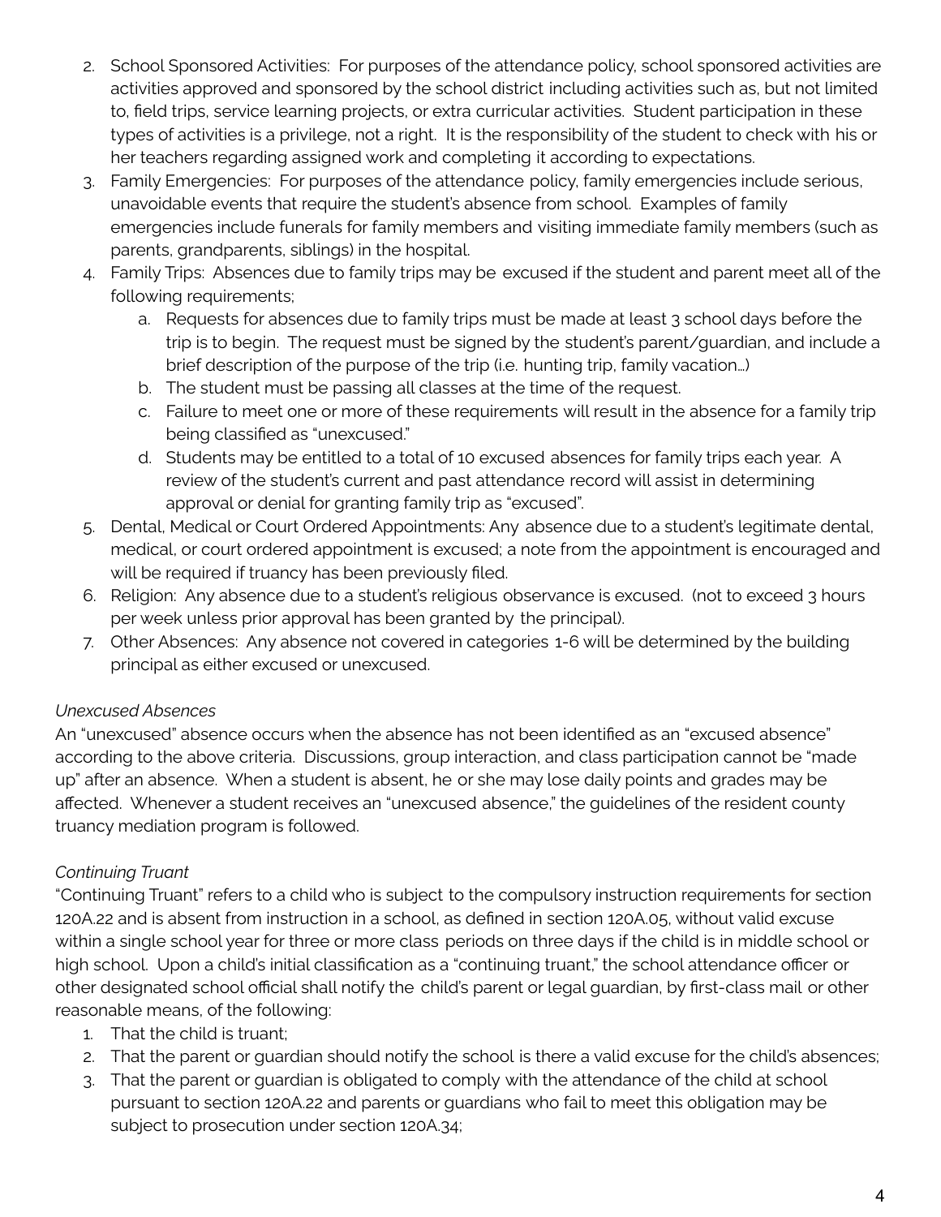2. School Sponsored Activities: For purposes of the attendance policy, school sponsored activities are activities approved and sponsored by the school district including activities such as, but not limited to, field trips, service learning projects, or extra curricular activities. Student participation in these types of activities is a privilege, not a right. It is the responsibility of the student to check with his or her teachers regarding assigned work and completing it according to expectations.
3. Family Emergencies: For purposes of the attendance policy, family emergencies include serious, unavoidable events that require the student's absence from school. Examples of family emergencies include funerals for family members and visiting immediate family members (such as parents, grandparents, siblings) in the hospital.
4. Family Trips: Absences due to family trips may be excused if the student and parent meet all of the following requirements;
   a. Requests for absences due to family trips must be made at least 3 school days before the trip is to begin. The request must be signed by the student's parent/guardian, and include a brief description of the purpose of the trip (i.e. hunting trip, family vacation…)
   b. The student must be passing all classes at the time of the request.
   c. Failure to meet one or more of these requirements will result in the absence for a family trip being classified as "unexcused."
   d. Students may be entitled to a total of 10 excused absences for family trips each year. A review of the student's current and past attendance record will assist in determining approval or denial for granting family trip as "excused".
5. Dental, Medical or Court Ordered Appointments: Any absence due to a student's legitimate dental, medical, or court ordered appointment is excused; a note from the appointment is encouraged and will be required if truancy has been previously filed.
6. Religion: Any absence due to a student's religious observance is excused. (not to exceed 3 hours per week unless prior approval has been granted by the principal).
7. Other Absences: Any absence not covered in categories 1-6 will be determined by the building principal as either excused or unexcused.

*Unexcused Absences*

An "unexcused" absence occurs when the absence has not been identified as an "excused absence" according to the above criteria. Discussions, group interaction, and class participation cannot be "made up" after an absence. When a student is absent, he or she may lose daily points and grades may be affected. Whenever a student receives an "unexcused absence," the guidelines of the resident county truancy mediation program is followed.

*Continuing Truant*

"Continuing Truant" refers to a child who is subject to the compulsory instruction requirements for section 120A.22 and is absent from instruction in a school, as defined in section 120A.05, without valid excuse within a single school year for three or more class periods on three days if the child is in middle school or high school. Upon a child's initial classification as a "continuing truant," the school attendance officer or other designated school official shall notify the child's parent or legal guardian, by first-class mail or other reasonable means, of the following:

1. That the child is truant;
2. That the parent or guardian should notify the school is there a valid excuse for the child's absences;
3. That the parent or guardian is obligated to comply with the attendance of the child at school pursuant to section 120A.22 and parents or guardians who fail to meet this obligation may be subject to prosecution under section 120A.34;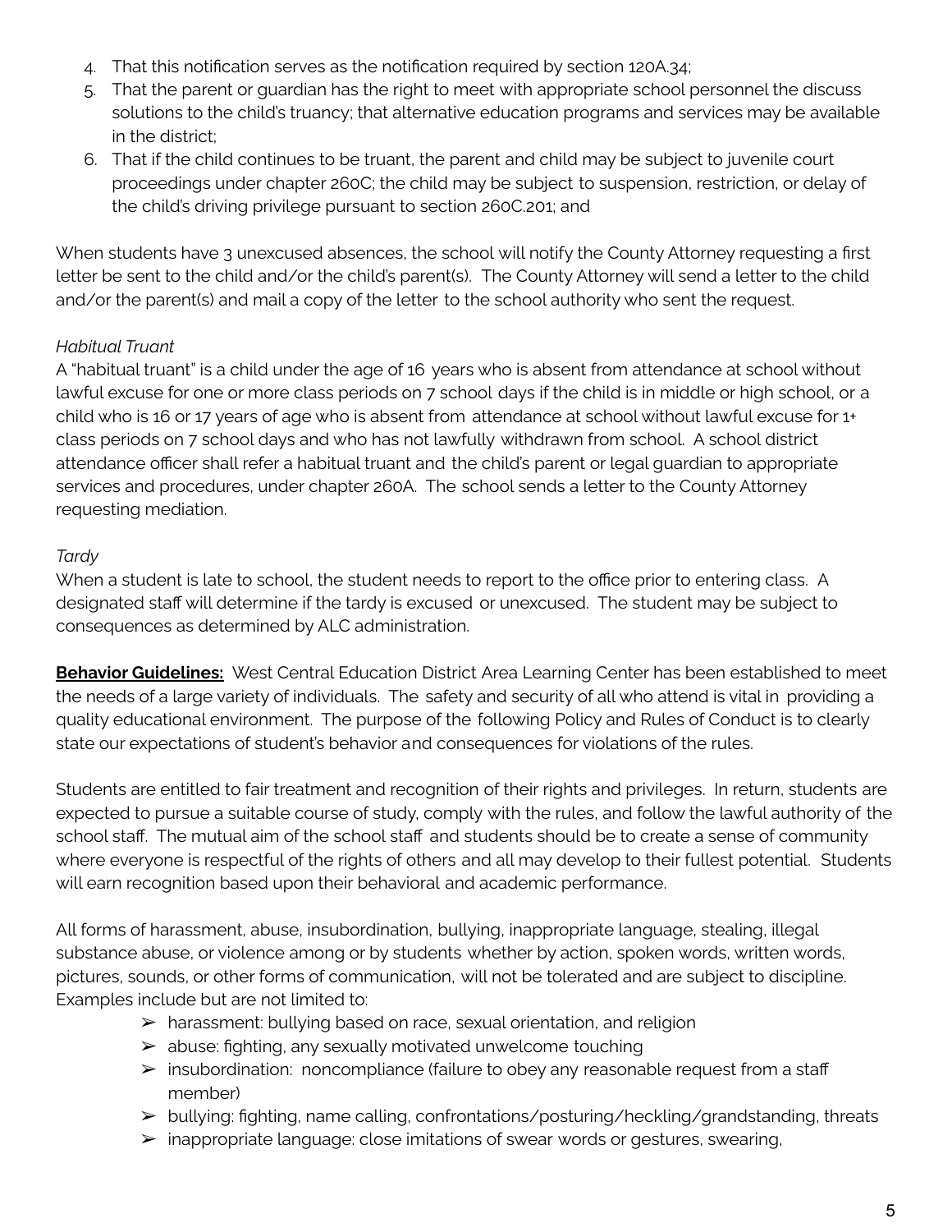4. That this notification serves as the notification required by section 120A.34;
5. That the parent or guardian has the right to meet with appropriate school personnel the discuss solutions to the child's truancy; that alternative education programs and services may be available in the district;
6. That if the child continues to be truant, the parent and child may be subject to juvenile court proceedings under chapter 260C; the child may be subject to suspension, restriction, or delay of the child's driving privilege pursuant to section 260C.201; and

When students have 3 unexcused absences, the school will notify the County Attorney requesting a first letter be sent to the child and/or the child's parent(s). The County Attorney will send a letter to the child and/or the parent(s) and mail a copy of the letter to the school authority who sent the request.

*Habitual Truant*

A "habitual truant" is a child under the age of 16 years who is absent from attendance at school without lawful excuse for one or more class periods on 7 school days if the child is in middle or high school, or a child who is 16 or 17 years of age who is absent from attendance at school without lawful excuse for 1+ class periods on 7 school days and who has not lawfully withdrawn from school. A school district attendance officer shall refer a habitual truant and the child's parent or legal guardian to appropriate services and procedures, under chapter 260A. The school sends a letter to the County Attorney requesting mediation.

*Tardy*

When a student is late to school, the student needs to report to the office prior to entering class. A designated staff will determine if the tardy is excused or unexcused. The student may be subject to consequences as determined by ALC administration.

**Behavior Guidelines:** West Central Education District Area Learning Center has been established to meet the needs of a large variety of individuals. The safety and security of all who attend is vital in providing a quality educational environment. The purpose of the following Policy and Rules of Conduct is to clearly state our expectations of student's behavior and consequences for violations of the rules.

Students are entitled to fair treatment and recognition of their rights and privileges. In return, students are expected to pursue a suitable course of study, comply with the rules, and follow the lawful authority of the school staff. The mutual aim of the school staff and students should be to create a sense of community where everyone is respectful of the rights of others and all may develop to their fullest potential. Students will earn recognition based upon their behavioral and academic performance.

All forms of harassment, abuse, insubordination, bullying, inappropriate language, stealing, illegal substance abuse, or violence among or by students whether by action, spoken words, written words, pictures, sounds, or other forms of communication, will not be tolerated and are subject to discipline. Examples include but are not limited to:

- harassment: bullying based on race, sexual orientation, and religion
- abuse: fighting, any sexually motivated unwelcome touching
- insubordination: noncompliance (failure to obey any reasonable request from a staff member)
- bullying: fighting, name calling, confrontations/posturing/heckling/grandstanding, threats
- inappropriate language: close imitations of swear words or gestures, swearing,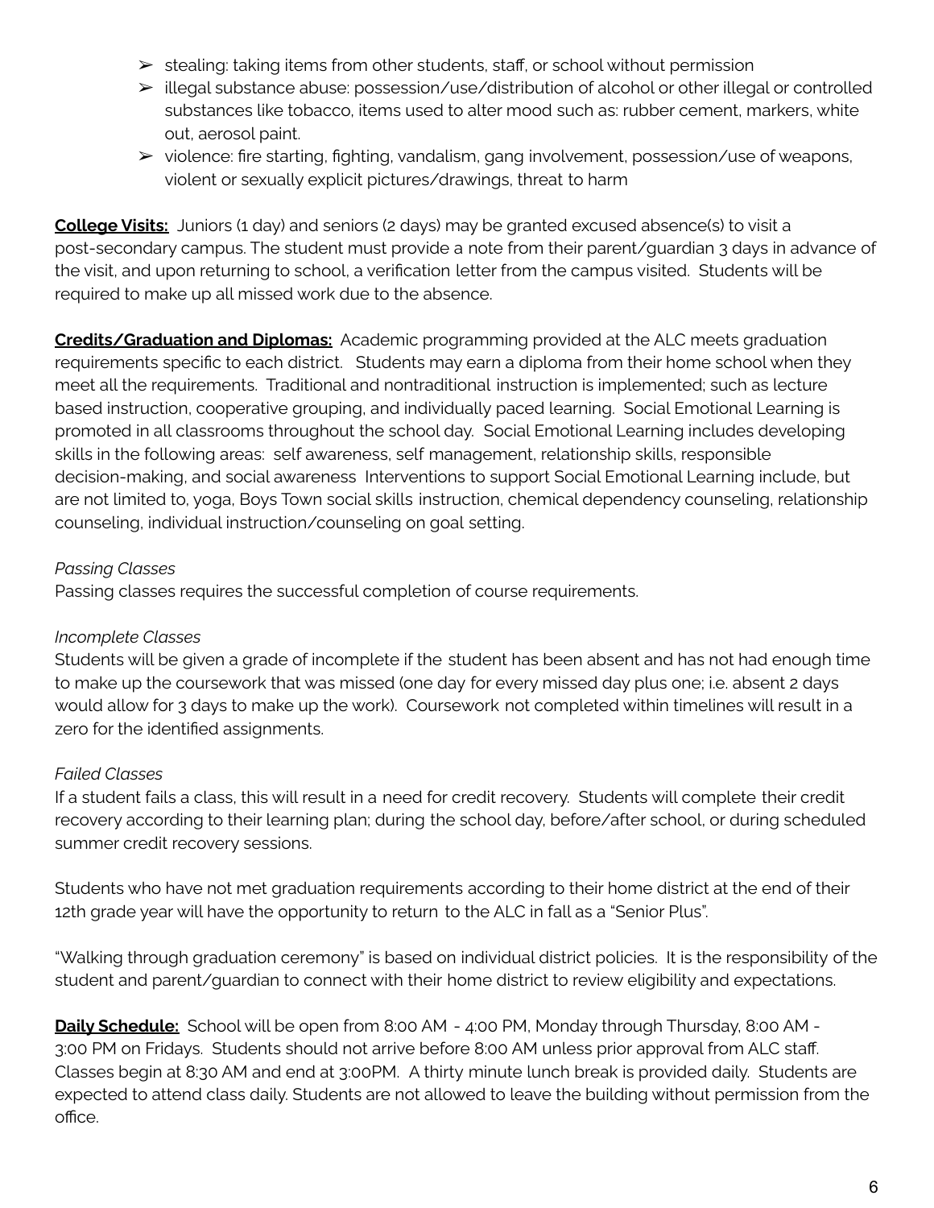- ➢ stealing: taking items from other students, staff, or school without permission
- ➢ illegal substance abuse: possession/use/distribution of alcohol or other illegal or controlled substances like tobacco, items used to alter mood such as: rubber cement, markers, white out, aerosol paint.
- ➢ violence: fire starting, fighting, vandalism, gang involvement, possession/use of weapons, violent or sexually explicit pictures/drawings, threat to harm

**College Visits:** Juniors (1 day) and seniors (2 days) may be granted excused absence(s) to visit a post-secondary campus. The student must provide a note from their parent/guardian 3 days in advance of the visit, and upon returning to school, a verification letter from the campus visited. Students will be required to make up all missed work due to the absence.

**Credits/Graduation and Diplomas:** Academic programming provided at the ALC meets graduation requirements specific to each district. Students may earn a diploma from their home school when they meet all the requirements. Traditional and nontraditional instruction is implemented; such as lecture based instruction, cooperative grouping, and individually paced learning. Social Emotional Learning is promoted in all classrooms throughout the school day. Social Emotional Learning includes developing skills in the following areas: self awareness, self management, relationship skills, responsible decision-making, and social awareness Interventions to support Social Emotional Learning include, but are not limited to, yoga, Boys Town social skills instruction, chemical dependency counseling, relationship counseling, individual instruction/counseling on goal setting.

*Passing Classes*

Passing classes requires the successful completion of course requirements.

*Incomplete Classes*

Students will be given a grade of incomplete if the student has been absent and has not had enough time to make up the coursework that was missed (one day for every missed day plus one; i.e. absent 2 days would allow for 3 days to make up the work). Coursework not completed within timelines will result in a zero for the identified assignments.

*Failed Classes*

If a student fails a class, this will result in a need for credit recovery. Students will complete their credit recovery according to their learning plan; during the school day, before/after school, or during scheduled summer credit recovery sessions.

Students who have not met graduation requirements according to their home district at the end of their 12th grade year will have the opportunity to return to the ALC in fall as a "Senior Plus".

"Walking through graduation ceremony" is based on individual district policies. It is the responsibility of the student and parent/guardian to connect with their home district to review eligibility and expectations.

**Daily Schedule:** School will be open from 8:00 AM - 4:00 PM, Monday through Thursday, 8:00 AM - 3:00 PM on Fridays. Students should not arrive before 8:00 AM unless prior approval from ALC staff. Classes begin at 8:30 AM and end at 3:00PM. A thirty minute lunch break is provided daily. Students are expected to attend class daily. Students are not allowed to leave the building without permission from the office.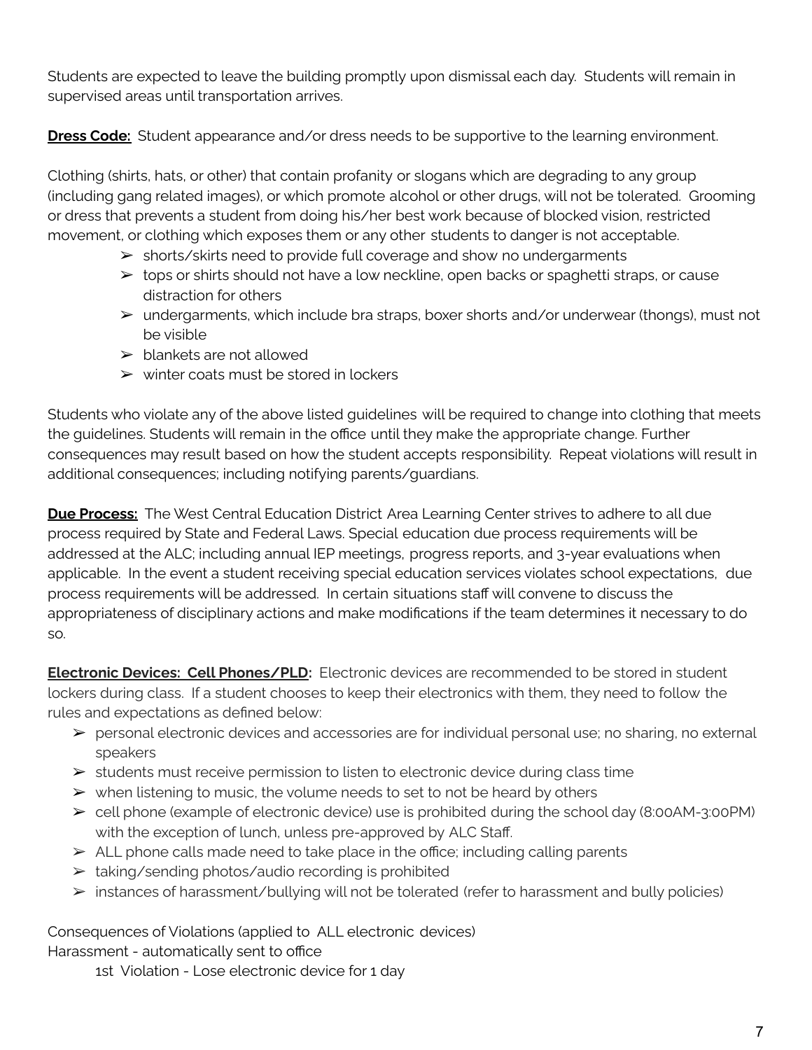Students are expected to leave the building promptly upon dismissal each day. Students will remain in supervised areas until transportation arrives.

**Dress Code:** Student appearance and/or dress needs to be supportive to the learning environment.

Clothing (shirts, hats, or other) that contain profanity or slogans which are degrading to any group (including gang related images), or which promote alcohol or other drugs, will not be tolerated. Grooming or dress that prevents a student from doing his/her best work because of blocked vision, restricted movement, or clothing which exposes them or any other students to danger is not acceptable.

- ➢ shorts/skirts need to provide full coverage and show no undergarments
- ➢ tops or shirts should not have a low neckline, open backs or spaghetti straps, or cause distraction for others
- ➢ undergarments, which include bra straps, boxer shorts and/or underwear (thongs), must not be visible
- ➢ blankets are not allowed
- ➢ winter coats must be stored in lockers

Students who violate any of the above listed guidelines will be required to change into clothing that meets the guidelines. Students will remain in the office until they make the appropriate change. Further consequences may result based on how the student accepts responsibility. Repeat violations will result in additional consequences; including notifying parents/guardians.

**Due Process:** The West Central Education District Area Learning Center strives to adhere to all due process required by State and Federal Laws. Special education due process requirements will be addressed at the ALC; including annual IEP meetings, progress reports, and 3-year evaluations when applicable. In the event a student receiving special education services violates school expectations, due process requirements will be addressed. In certain situations staff will convene to discuss the appropriateness of disciplinary actions and make modifications if the team determines it necessary to do so.

**Electronic Devices: Cell Phones/PLD:** Electronic devices are recommended to be stored in student lockers during class. If a student chooses to keep their electronics with them, they need to follow the rules and expectations as defined below:

- ➢ personal electronic devices and accessories are for individual personal use; no sharing, no external speakers
- ➢ students must receive permission to listen to electronic device during class time
- ➢ when listening to music, the volume needs to set to not be heard by others
- ➢ cell phone (example of electronic device) use is prohibited during the school day (8:00AM-3:00PM) with the exception of lunch, unless pre-approved by ALC Staff.
- ➢ ALL phone calls made need to take place in the office; including calling parents
- ➢ taking/sending photos/audio recording is prohibited
- ➢ instances of harassment/bullying will not be tolerated (refer to harassment and bully policies)

Consequences of Violations (applied to ALL electronic devices)
Harassment - automatically sent to office

1st Violation - Lose electronic device for 1 day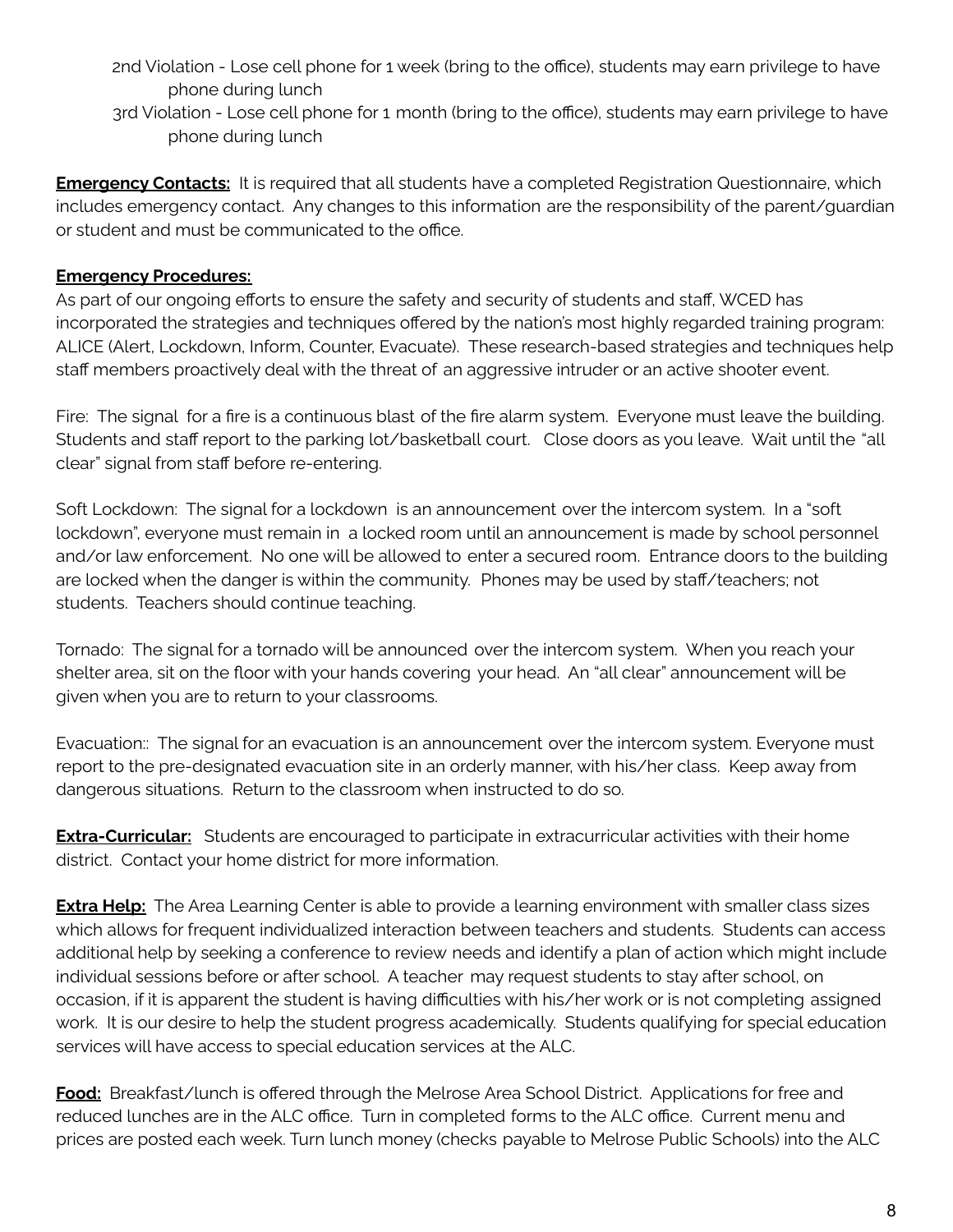2nd Violation - Lose cell phone for 1 week (bring to the office), students may earn privilege to have phone during lunch

3rd Violation - Lose cell phone for 1 month (bring to the office), students may earn privilege to have phone during lunch

**Emergency Contacts:** It is required that all students have a completed Registration Questionnaire, which includes emergency contact. Any changes to this information are the responsibility of the parent/guardian or student and must be communicated to the office.

**Emergency Procedures:**

As part of our ongoing efforts to ensure the safety and security of students and staff, WCED has incorporated the strategies and techniques offered by the nation's most highly regarded training program: ALICE (Alert, Lockdown, Inform, Counter, Evacuate). These research-based strategies and techniques help staff members proactively deal with the threat of an aggressive intruder or an active shooter event.

Fire: The signal for a fire is a continuous blast of the fire alarm system. Everyone must leave the building. Students and staff report to the parking lot/basketball court. Close doors as you leave. Wait until the "all clear" signal from staff before re-entering.

Soft Lockdown: The signal for a lockdown is an announcement over the intercom system. In a "soft lockdown", everyone must remain in a locked room until an announcement is made by school personnel and/or law enforcement. No one will be allowed to enter a secured room. Entrance doors to the building are locked when the danger is within the community. Phones may be used by staff/teachers; not students. Teachers should continue teaching.

Tornado: The signal for a tornado will be announced over the intercom system. When you reach your shelter area, sit on the floor with your hands covering your head. An "all clear" announcement will be given when you are to return to your classrooms.

Evacuation:: The signal for an evacuation is an announcement over the intercom system. Everyone must report to the pre-designated evacuation site in an orderly manner, with his/her class. Keep away from dangerous situations. Return to the classroom when instructed to do so.

**Extra-Curricular:** Students are encouraged to participate in extracurricular activities with their home district. Contact your home district for more information.

**Extra Help:** The Area Learning Center is able to provide a learning environment with smaller class sizes which allows for frequent individualized interaction between teachers and students. Students can access additional help by seeking a conference to review needs and identify a plan of action which might include individual sessions before or after school. A teacher may request students to stay after school, on occasion, if it is apparent the student is having difficulties with his/her work or is not completing assigned work. It is our desire to help the student progress academically. Students qualifying for special education services will have access to special education services at the ALC.

**Food:** Breakfast/lunch is offered through the Melrose Area School District. Applications for free and reduced lunches are in the ALC office. Turn in completed forms to the ALC office. Current menu and prices are posted each week. Turn lunch money (checks payable to Melrose Public Schools) into the ALC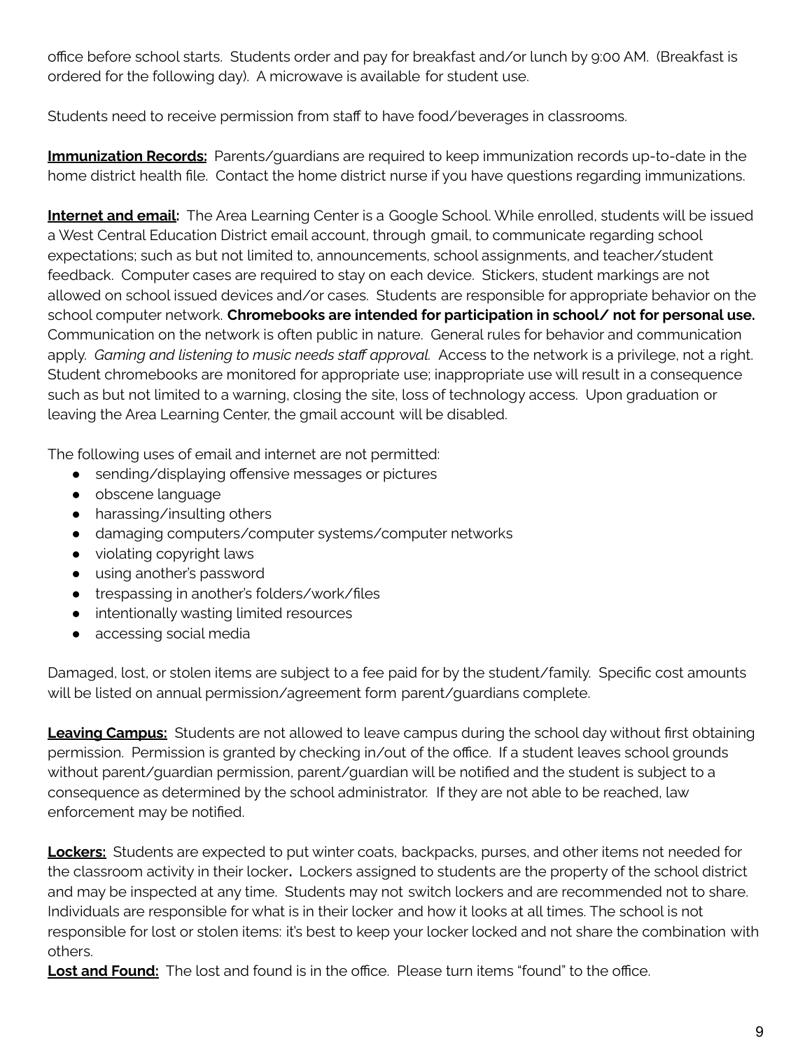office before school starts. Students order and pay for breakfast and/or lunch by 9:00 AM. (Breakfast is ordered for the following day). A microwave is available for student use.

Students need to receive permission from staff to have food/beverages in classrooms.

**Immunization Records:** Parents/guardians are required to keep immunization records up-to-date in the home district health file. Contact the home district nurse if you have questions regarding immunizations.

**Internet and email:** The Area Learning Center is a Google School. While enrolled, students will be issued a West Central Education District email account, through gmail, to communicate regarding school expectations; such as but not limited to, announcements, school assignments, and teacher/student feedback. Computer cases are required to stay on each device. Stickers, student markings are not allowed on school issued devices and/or cases. Students are responsible for appropriate behavior on the school computer network. **Chromebooks are intended for participation in school/ not for personal use.** Communication on the network is often public in nature. General rules for behavior and communication apply. *Gaming and listening to music needs staff approval.* Access to the network is a privilege, not a right. Student chromebooks are monitored for appropriate use; inappropriate use will result in a consequence such as but not limited to a warning, closing the site, loss of technology access. Upon graduation or leaving the Area Learning Center, the gmail account will be disabled.

The following uses of email and internet are not permitted:

- sending/displaying offensive messages or pictures
- obscene language
- harassing/insulting others
- damaging computers/computer systems/computer networks
- violating copyright laws
- using another's password
- trespassing in another's folders/work/files
- intentionally wasting limited resources
- accessing social media

Damaged, lost, or stolen items are subject to a fee paid for by the student/family. Specific cost amounts will be listed on annual permission/agreement form parent/guardians complete.

**Leaving Campus:** Students are not allowed to leave campus during the school day without first obtaining permission. Permission is granted by checking in/out of the office. If a student leaves school grounds without parent/guardian permission, parent/guardian will be notified and the student is subject to a consequence as determined by the school administrator. If they are not able to be reached, law enforcement may be notified.

**Lockers:** Students are expected to put winter coats, backpacks, purses, and other items not needed for the classroom activity in their locker**.** Lockers assigned to students are the property of the school district and may be inspected at any time. Students may not switch lockers and are recommended not to share. Individuals are responsible for what is in their locker and how it looks at all times. The school is not responsible for lost or stolen items: it's best to keep your locker locked and not share the combination with others.

**Lost and Found:** The lost and found is in the office. Please turn items "found" to the office.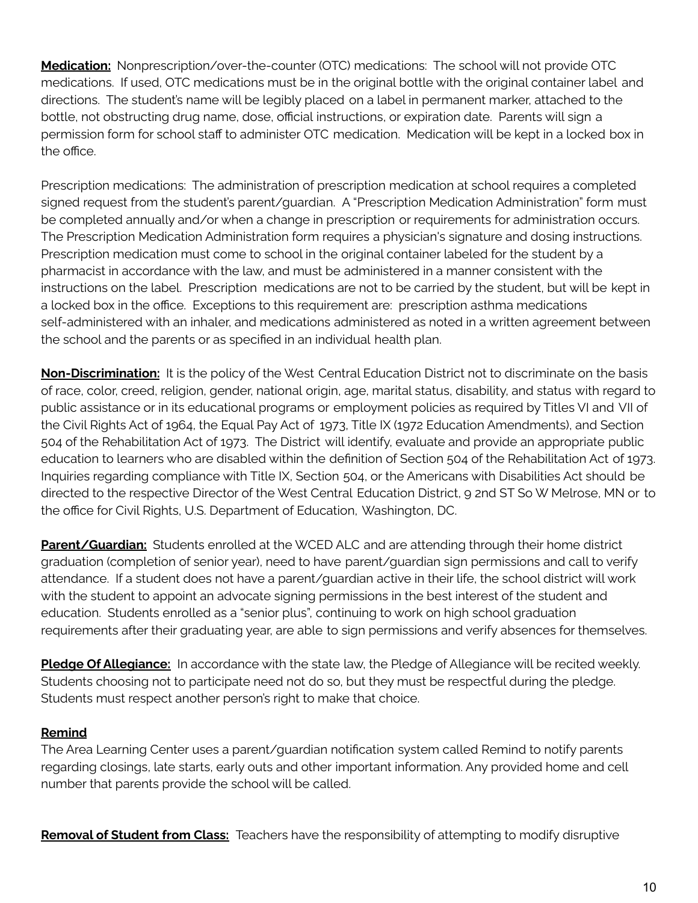**Medication:** Nonprescription/over-the-counter (OTC) medications: The school will not provide OTC medications. If used, OTC medications must be in the original bottle with the original container label and directions. The student's name will be legibly placed on a label in permanent marker, attached to the bottle, not obstructing drug name, dose, official instructions, or expiration date. Parents will sign a permission form for school staff to administer OTC medication. Medication will be kept in a locked box in the office.

Prescription medications: The administration of prescription medication at school requires a completed signed request from the student's parent/guardian. A "Prescription Medication Administration" form must be completed annually and/or when a change in prescription or requirements for administration occurs. The Prescription Medication Administration form requires a physician's signature and dosing instructions. Prescription medication must come to school in the original container labeled for the student by a pharmacist in accordance with the law, and must be administered in a manner consistent with the instructions on the label. Prescription medications are not to be carried by the student, but will be kept in a locked box in the office. Exceptions to this requirement are: prescription asthma medications self-administered with an inhaler, and medications administered as noted in a written agreement between the school and the parents or as specified in an individual health plan.

**Non-Discrimination:** It is the policy of the West Central Education District not to discriminate on the basis of race, color, creed, religion, gender, national origin, age, marital status, disability, and status with regard to public assistance or in its educational programs or employment policies as required by Titles VI and VII of the Civil Rights Act of 1964, the Equal Pay Act of 1973, Title IX (1972 Education Amendments), and Section 504 of the Rehabilitation Act of 1973. The District will identify, evaluate and provide an appropriate public education to learners who are disabled within the definition of Section 504 of the Rehabilitation Act of 1973. Inquiries regarding compliance with Title IX, Section 504, or the Americans with Disabilities Act should be directed to the respective Director of the West Central Education District, 9 2nd ST So W Melrose, MN or to the office for Civil Rights, U.S. Department of Education, Washington, DC.

**Parent/Guardian:** Students enrolled at the WCED ALC and are attending through their home district graduation (completion of senior year), need to have parent/guardian sign permissions and call to verify attendance. If a student does not have a parent/guardian active in their life, the school district will work with the student to appoint an advocate signing permissions in the best interest of the student and education. Students enrolled as a "senior plus", continuing to work on high school graduation requirements after their graduating year, are able to sign permissions and verify absences for themselves.

**Pledge Of Allegiance:** In accordance with the state law, the Pledge of Allegiance will be recited weekly. Students choosing not to participate need not do so, but they must be respectful during the pledge. Students must respect another person's right to make that choice.

**Remind**

The Area Learning Center uses a parent/guardian notification system called Remind to notify parents regarding closings, late starts, early outs and other important information. Any provided home and cell number that parents provide the school will be called.

**Removal of Student from Class:** Teachers have the responsibility of attempting to modify disruptive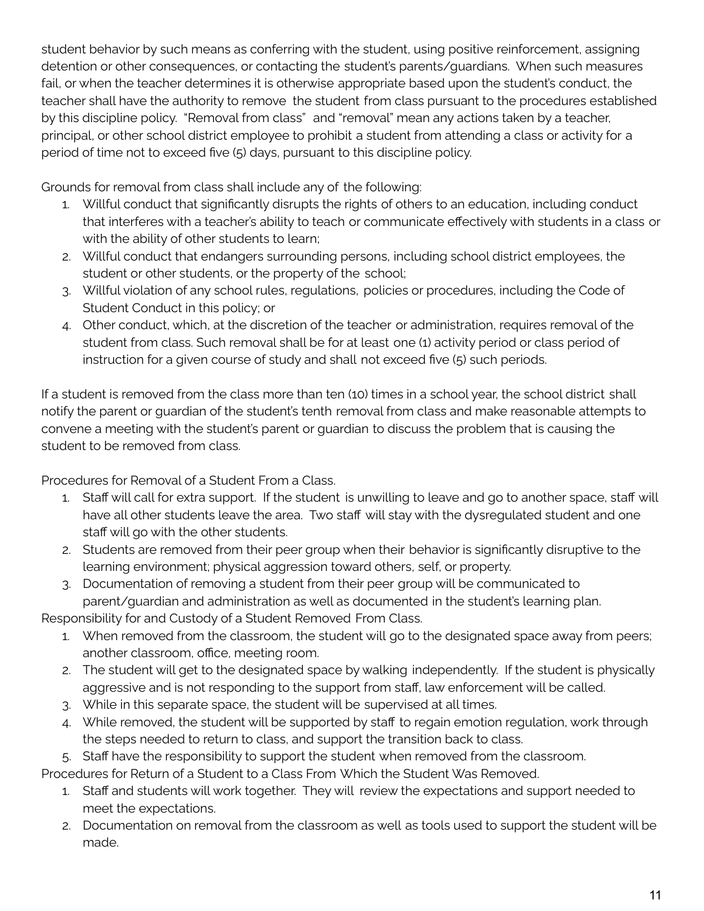student behavior by such means as conferring with the student, using positive reinforcement, assigning detention or other consequences, or contacting the student's parents/guardians. When such measures fail, or when the teacher determines it is otherwise appropriate based upon the student's conduct, the teacher shall have the authority to remove the student from class pursuant to the procedures established by this discipline policy. "Removal from class" and "removal" mean any actions taken by a teacher, principal, or other school district employee to prohibit a student from attending a class or activity for a period of time not to exceed five (5) days, pursuant to this discipline policy.

Grounds for removal from class shall include any of the following:

1. Willful conduct that significantly disrupts the rights of others to an education, including conduct that interferes with a teacher's ability to teach or communicate effectively with students in a class or with the ability of other students to learn;
2. Willful conduct that endangers surrounding persons, including school district employees, the student or other students, or the property of the school;
3. Willful violation of any school rules, regulations, policies or procedures, including the Code of Student Conduct in this policy; or
4. Other conduct, which, at the discretion of the teacher or administration, requires removal of the student from class. Such removal shall be for at least one (1) activity period or class period of instruction for a given course of study and shall not exceed five (5) such periods.

If a student is removed from the class more than ten (10) times in a school year, the school district shall notify the parent or guardian of the student's tenth removal from class and make reasonable attempts to convene a meeting with the student's parent or guardian to discuss the problem that is causing the student to be removed from class.

Procedures for Removal of a Student From a Class.

1. Staff will call for extra support. If the student is unwilling to leave and go to another space, staff will have all other students leave the area. Two staff will stay with the dysregulated student and one staff will go with the other students.
2. Students are removed from their peer group when their behavior is significantly disruptive to the learning environment; physical aggression toward others, self, or property.
3. Documentation of removing a student from their peer group will be communicated to parent/guardian and administration as well as documented in the student's learning plan.

Responsibility for and Custody of a Student Removed From Class.

1. When removed from the classroom, the student will go to the designated space away from peers; another classroom, office, meeting room.
2. The student will get to the designated space by walking independently. If the student is physically aggressive and is not responding to the support from staff, law enforcement will be called.
3. While in this separate space, the student will be supervised at all times.
4. While removed, the student will be supported by staff to regain emotion regulation, work through the steps needed to return to class, and support the transition back to class.
5. Staff have the responsibility to support the student when removed from the classroom.

Procedures for Return of a Student to a Class From Which the Student Was Removed.

1. Staff and students will work together. They will review the expectations and support needed to meet the expectations.
2. Documentation on removal from the classroom as well as tools used to support the student will be made.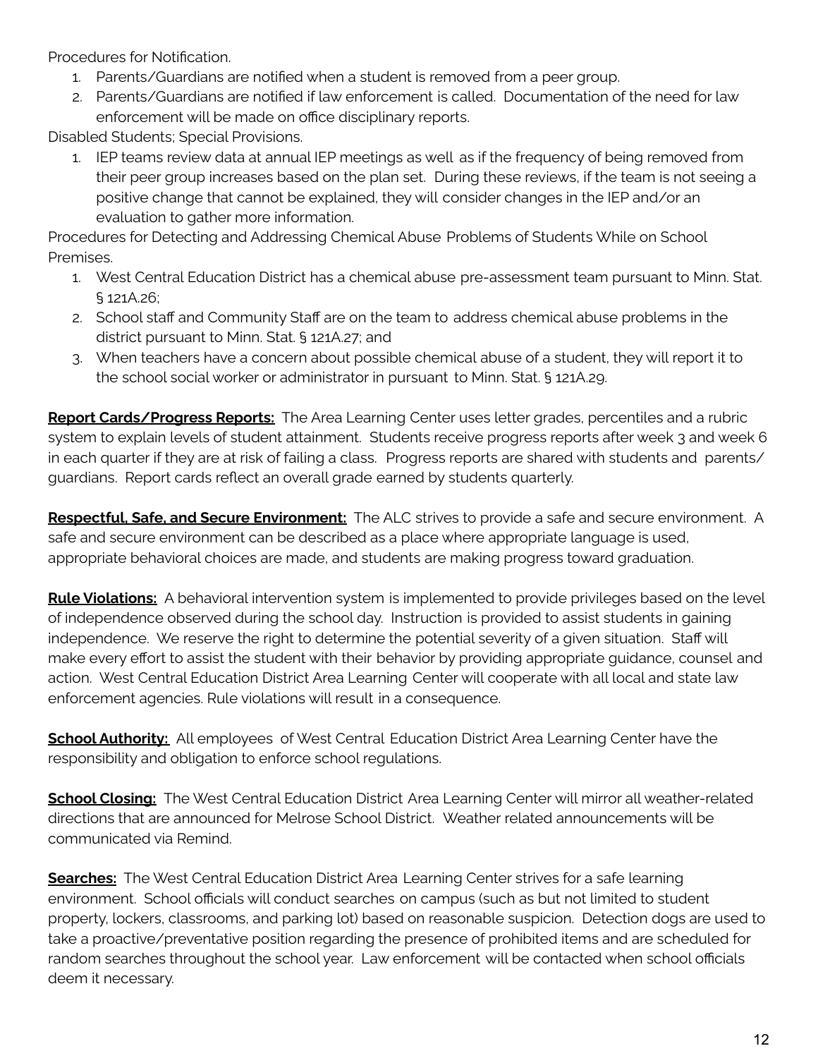Procedures for Notification.

1. Parents/Guardians are notified when a student is removed from a peer group.
2. Parents/Guardians are notified if law enforcement is called. Documentation of the need for law enforcement will be made on office disciplinary reports.

Disabled Students; Special Provisions.

1. IEP teams review data at annual IEP meetings as well as if the frequency of being removed from their peer group increases based on the plan set. During these reviews, if the team is not seeing a positive change that cannot be explained, they will consider changes in the IEP and/or an evaluation to gather more information.

Procedures for Detecting and Addressing Chemical Abuse Problems of Students While on School Premises.

1. West Central Education District has a chemical abuse pre-assessment team pursuant to Minn. Stat. § 121A.26;
2. School staff and Community Staff are on the team to address chemical abuse problems in the district pursuant to Minn. Stat. § 121A.27; and
3. When teachers have a concern about possible chemical abuse of a student, they will report it to the school social worker or administrator in pursuant to Minn. Stat. § 121A.29.

**Report Cards/Progress Reports:** The Area Learning Center uses letter grades, percentiles and a rubric system to explain levels of student attainment. Students receive progress reports after week 3 and week 6 in each quarter if they are at risk of failing a class. Progress reports are shared with students and parents/ guardians. Report cards reflect an overall grade earned by students quarterly.

**Respectful, Safe, and Secure Environment:** The ALC strives to provide a safe and secure environment. A safe and secure environment can be described as a place where appropriate language is used, appropriate behavioral choices are made, and students are making progress toward graduation.

**Rule Violations:** A behavioral intervention system is implemented to provide privileges based on the level of independence observed during the school day. Instruction is provided to assist students in gaining independence. We reserve the right to determine the potential severity of a given situation. Staff will make every effort to assist the student with their behavior by providing appropriate guidance, counsel and action. West Central Education District Area Learning Center will cooperate with all local and state law enforcement agencies. Rule violations will result in a consequence.

**School Authority:** All employees of West Central Education District Area Learning Center have the responsibility and obligation to enforce school regulations.

**School Closing:** The West Central Education District Area Learning Center will mirror all weather-related directions that are announced for Melrose School District. Weather related announcements will be communicated via Remind.

**Searches:** The West Central Education District Area Learning Center strives for a safe learning environment. School officials will conduct searches on campus (such as but not limited to student property, lockers, classrooms, and parking lot) based on reasonable suspicion. Detection dogs are used to take a proactive/preventative position regarding the presence of prohibited items and are scheduled for random searches throughout the school year. Law enforcement will be contacted when school officials deem it necessary.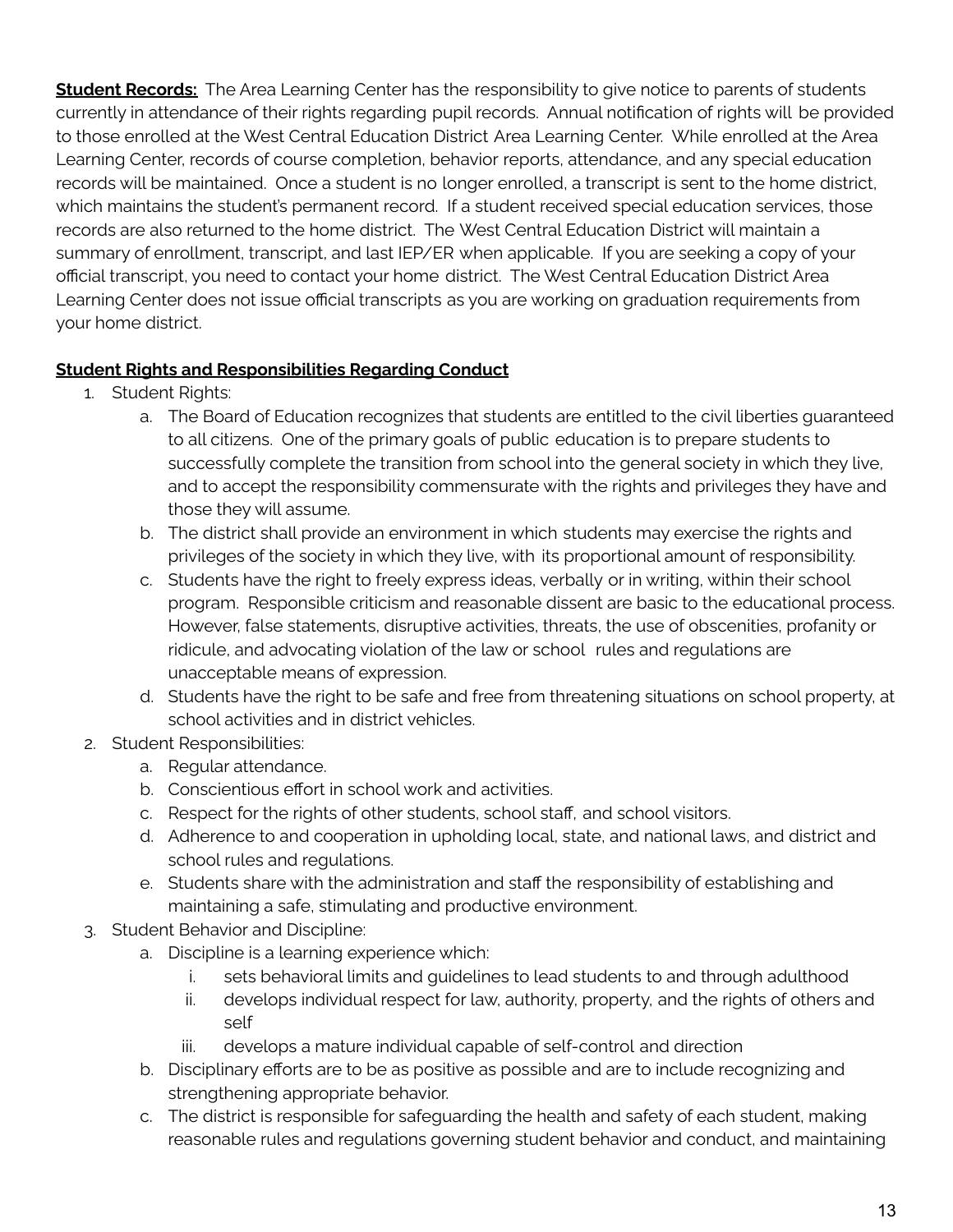**Student Records:** The Area Learning Center has the responsibility to give notice to parents of students currently in attendance of their rights regarding pupil records. Annual notification of rights will be provided to those enrolled at the West Central Education District Area Learning Center. While enrolled at the Area Learning Center, records of course completion, behavior reports, attendance, and any special education records will be maintained. Once a student is no longer enrolled, a transcript is sent to the home district, which maintains the student's permanent record. If a student received special education services, those records are also returned to the home district. The West Central Education District will maintain a summary of enrollment, transcript, and last IEP/ER when applicable. If you are seeking a copy of your official transcript, you need to contact your home district. The West Central Education District Area Learning Center does not issue official transcripts as you are working on graduation requirements from your home district.

**Student Rights and Responsibilities Regarding Conduct**

1. Student Rights:
   a. The Board of Education recognizes that students are entitled to the civil liberties guaranteed to all citizens. One of the primary goals of public education is to prepare students to successfully complete the transition from school into the general society in which they live, and to accept the responsibility commensurate with the rights and privileges they have and those they will assume.
   b. The district shall provide an environment in which students may exercise the rights and privileges of the society in which they live, with its proportional amount of responsibility.
   c. Students have the right to freely express ideas, verbally or in writing, within their school program. Responsible criticism and reasonable dissent are basic to the educational process. However, false statements, disruptive activities, threats, the use of obscenities, profanity or ridicule, and advocating violation of the law or school rules and regulations are unacceptable means of expression.
   d. Students have the right to be safe and free from threatening situations on school property, at school activities and in district vehicles.
2. Student Responsibilities:
   a. Regular attendance.
   b. Conscientious effort in school work and activities.
   c. Respect for the rights of other students, school staff, and school visitors.
   d. Adherence to and cooperation in upholding local, state, and national laws, and district and school rules and regulations.
   e. Students share with the administration and staff the responsibility of establishing and maintaining a safe, stimulating and productive environment.
3. Student Behavior and Discipline:
   a. Discipline is a learning experience which:
      i. sets behavioral limits and guidelines to lead students to and through adulthood
      ii. develops individual respect for law, authority, property, and the rights of others and self
      iii. develops a mature individual capable of self-control and direction
   b. Disciplinary efforts are to be as positive as possible and are to include recognizing and strengthening appropriate behavior.
   c. The district is responsible for safeguarding the health and safety of each student, making reasonable rules and regulations governing student behavior and conduct, and maintaining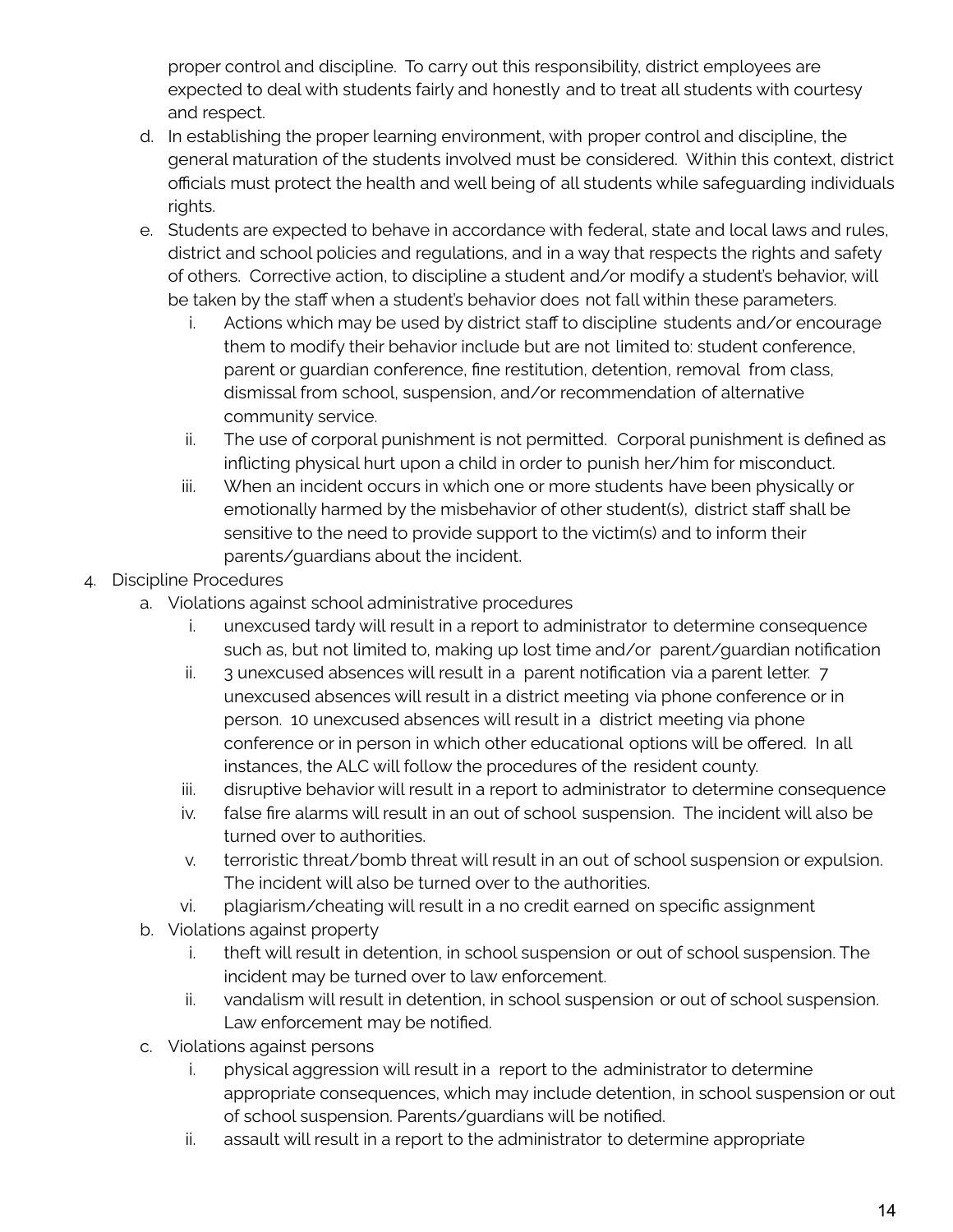proper control and discipline. To carry out this responsibility, district employees are expected to deal with students fairly and honestly and to treat all students with courtesy and respect.

   d. In establishing the proper learning environment, with proper control and discipline, the general maturation of the students involved must be considered. Within this context, district officials must protect the health and well being of all students while safeguarding individuals rights.
   e. Students are expected to behave in accordance with federal, state and local laws and rules, district and school policies and regulations, and in a way that respects the rights and safety of others. Corrective action, to discipline a student and/or modify a student's behavior, will be taken by the staff when a student's behavior does not fall within these parameters.
      i. Actions which may be used by district staff to discipline students and/or encourage them to modify their behavior include but are not limited to: student conference, parent or guardian conference, fine restitution, detention, removal from class, dismissal from school, suspension, and/or recommendation of alternative community service.
      ii. The use of corporal punishment is not permitted. Corporal punishment is defined as inflicting physical hurt upon a child in order to punish her/him for misconduct.
      iii. When an incident occurs in which one or more students have been physically or emotionally harmed by the misbehavior of other student(s), district staff shall be sensitive to the need to provide support to the victim(s) and to inform their parents/guardians about the incident.

4. Discipline Procedures
   a. Violations against school administrative procedures
      i. unexcused tardy will result in a report to administrator to determine consequence such as, but not limited to, making up lost time and/or parent/guardian notification
      ii. 3 unexcused absences will result in a parent notification via a parent letter. 7 unexcused absences will result in a district meeting via phone conference or in person. 10 unexcused absences will result in a district meeting via phone conference or in person in which other educational options will be offered. In all instances, the ALC will follow the procedures of the resident county.
      iii. disruptive behavior will result in a report to administrator to determine consequence
      iv. false fire alarms will result in an out of school suspension. The incident will also be turned over to authorities.
      v. terroristic threat/bomb threat will result in an out of school suspension or expulsion. The incident will also be turned over to the authorities.
      vi. plagiarism/cheating will result in a no credit earned on specific assignment
   b. Violations against property
      i. theft will result in detention, in school suspension or out of school suspension. The incident may be turned over to law enforcement.
      ii. vandalism will result in detention, in school suspension or out of school suspension. Law enforcement may be notified.
   c. Violations against persons
      i. physical aggression will result in a report to the administrator to determine appropriate consequences, which may include detention, in school suspension or out of school suspension. Parents/guardians will be notified.
      ii. assault will result in a report to the administrator to determine appropriate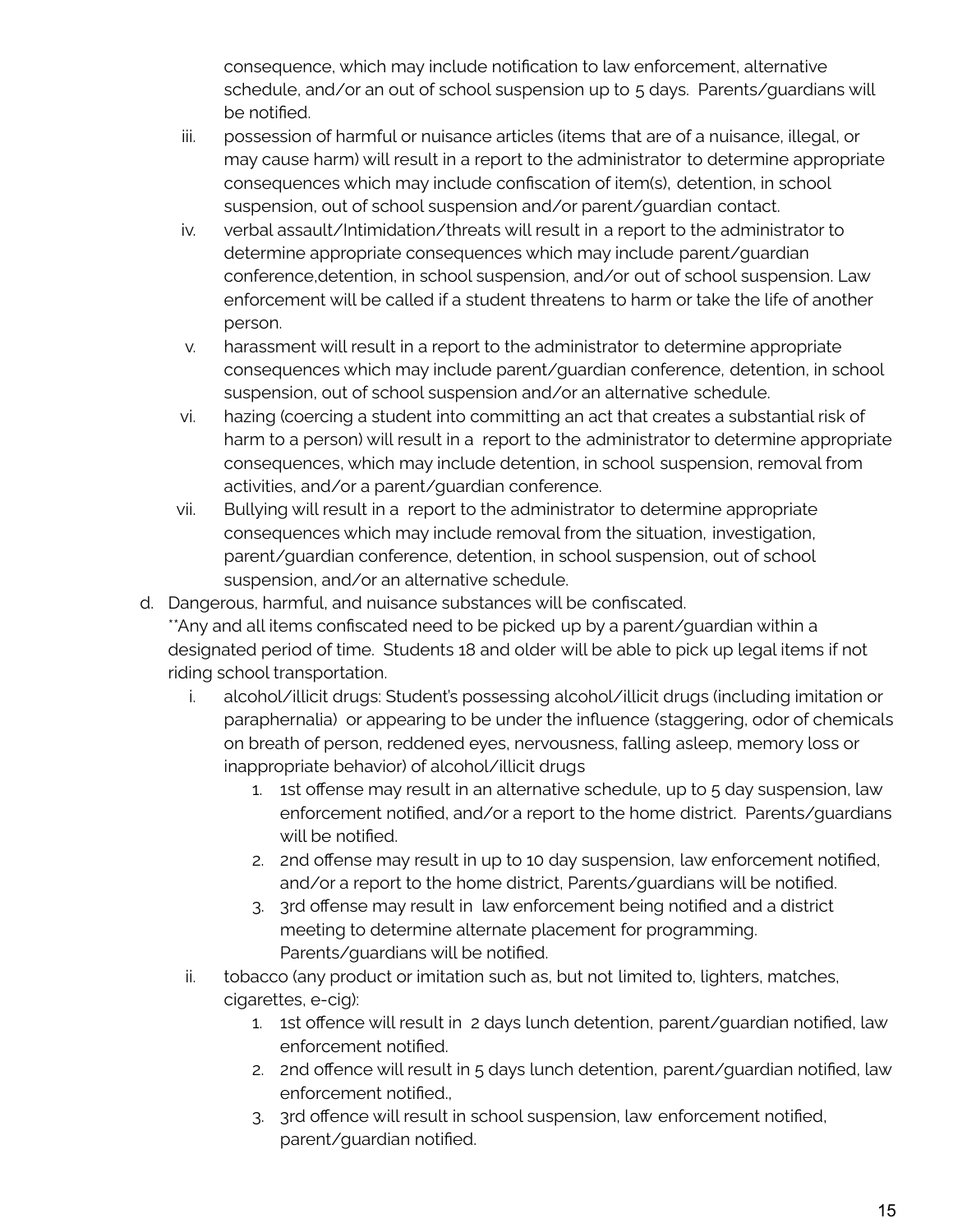consequence, which may include notification to law enforcement, alternative schedule, and/or an out of school suspension up to 5 days.  Parents/guardians will be notified.

iii. possession of harmful or nuisance articles (items that are of a nuisance, illegal, or may cause harm) will result in a report to the administrator to determine appropriate consequences which may include confiscation of item(s), detention, in school suspension, out of school suspension and/or parent/guardian contact.

iv. verbal assault/Intimidation/threats will result in a report to the administrator to determine appropriate consequences which may include parent/guardian conference,detention, in school suspension, and/or out of school suspension. Law enforcement will be called if a student threatens to harm or take the life of another person.

v. harassment will result in a report to the administrator to determine appropriate consequences which may include parent/guardian conference, detention, in school suspension, out of school suspension and/or an alternative schedule.

vi. hazing (coercing a student into committing an act that creates a substantial risk of harm to a person) will result in a  report to the administrator to determine appropriate consequences, which may include detention, in school suspension, removal from activities, and/or a parent/guardian conference.

vii. Bullying will result in a  report to the administrator to determine appropriate consequences which may include removal from the situation, investigation, parent/guardian conference, detention, in school suspension, out of school suspension, and/or an alternative schedule.

d. Dangerous, harmful, and nuisance substances will be confiscated.
**Any and all items confiscated need to be picked up by a parent/guardian within a designated period of time.  Students 18 and older will be able to pick up legal items if not riding school transportation.

   i. alcohol/illicit drugs: Student's possessing alcohol/illicit drugs (including imitation or paraphernalia)  or appearing to be under the influence (staggering, odor of chemicals on breath of person, reddened eyes, nervousness, falling asleep, memory loss or inappropriate behavior) of alcohol/illicit drugs
      1. 1st offense may result in an alternative schedule, up to 5 day suspension, law enforcement notified, and/or a report to the home district.  Parents/guardians will be notified.
      2. 2nd offense may result in up to 10 day suspension, law enforcement notified, and/or a report to the home district, Parents/guardians will be notified.
      3. 3rd offense may result in  law enforcement being notified and a district meeting to determine alternate placement for programming. Parents/guardians will be notified.

   ii. tobacco (any product or imitation such as, but not limited to, lighters, matches, cigarettes, e-cig):
      1. 1st offence will result in  2 days lunch detention, parent/guardian notified, law enforcement notified.
      2. 2nd offence will result in 5 days lunch detention, parent/guardian notified, law enforcement notified.,
      3. 3rd offence will result in school suspension, law enforcement notified, parent/guardian notified.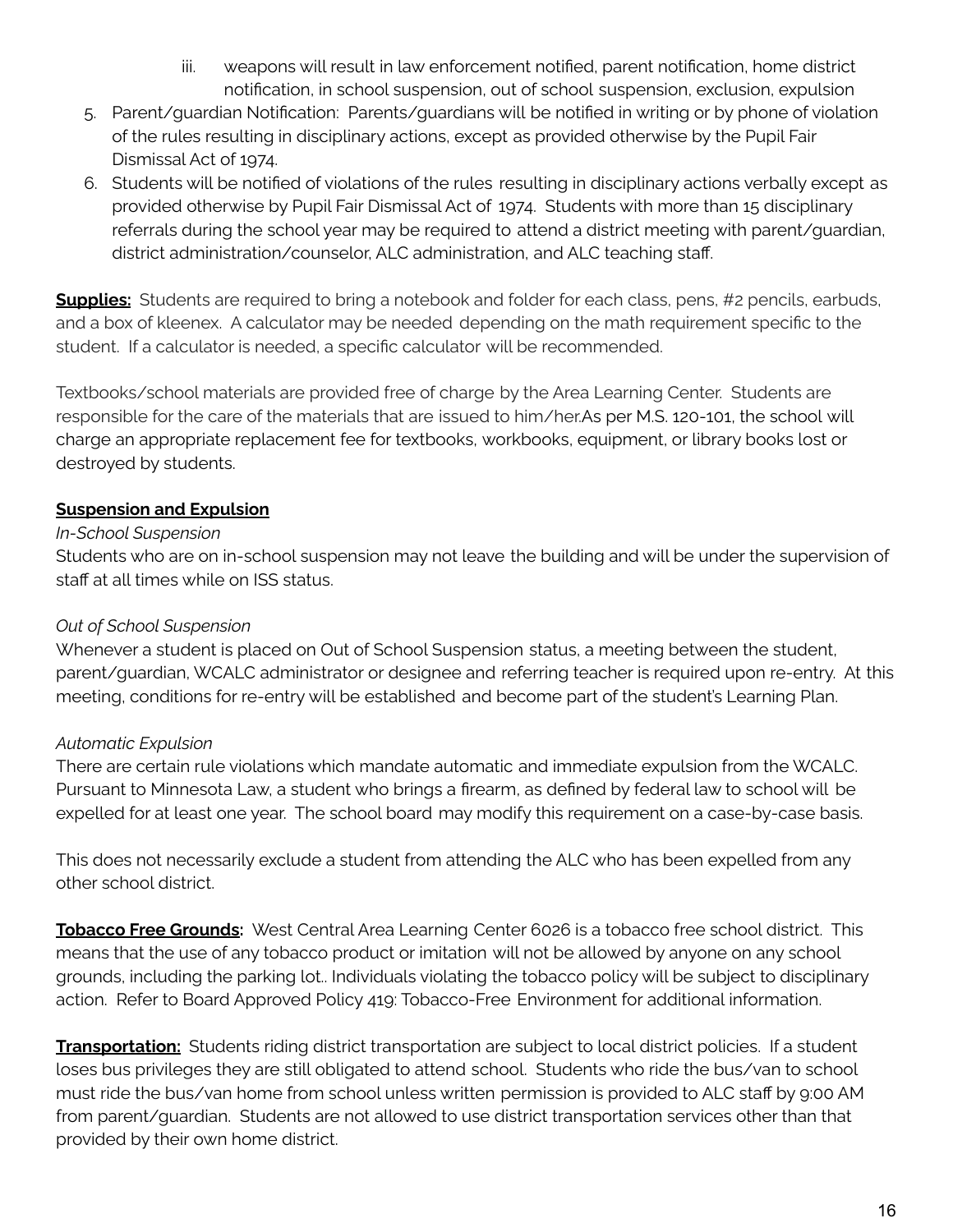iii. weapons will result in law enforcement notified, parent notification, home district notification, in school suspension, out of school suspension, exclusion, expulsion

5. Parent/guardian Notification: Parents/guardians will be notified in writing or by phone of violation of the rules resulting in disciplinary actions, except as provided otherwise by the Pupil Fair Dismissal Act of 1974.
6. Students will be notified of violations of the rules resulting in disciplinary actions verbally except as provided otherwise by Pupil Fair Dismissal Act of 1974. Students with more than 15 disciplinary referrals during the school year may be required to attend a district meeting with parent/guardian, district administration/counselor, ALC administration, and ALC teaching staff.

**Supplies:** Students are required to bring a notebook and folder for each class, pens, #2 pencils, earbuds, and a box of kleenex. A calculator may be needed depending on the math requirement specific to the student. If a calculator is needed, a specific calculator will be recommended.

Textbooks/school materials are provided free of charge by the Area Learning Center. Students are responsible for the care of the materials that are issued to him/her.As per M.S. 120-101, the school will charge an appropriate replacement fee for textbooks, workbooks, equipment, or library books lost or destroyed by students.

**Suspension and Expulsion**

*In-School Suspension*

Students who are on in-school suspension may not leave the building and will be under the supervision of staff at all times while on ISS status.

*Out of School Suspension*

Whenever a student is placed on Out of School Suspension status, a meeting between the student, parent/guardian, WCALC administrator or designee and referring teacher is required upon re-entry. At this meeting, conditions for re-entry will be established and become part of the student's Learning Plan.

*Automatic Expulsion*

There are certain rule violations which mandate automatic and immediate expulsion from the WCALC. Pursuant to Minnesota Law, a student who brings a firearm, as defined by federal law to school will be expelled for at least one year. The school board may modify this requirement on a case-by-case basis.

This does not necessarily exclude a student from attending the ALC who has been expelled from any other school district.

**Tobacco Free Grounds:** West Central Area Learning Center 6026 is a tobacco free school district. This means that the use of any tobacco product or imitation will not be allowed by anyone on any school grounds, including the parking lot.. Individuals violating the tobacco policy will be subject to disciplinary action. Refer to Board Approved Policy 419: Tobacco-Free Environment for additional information.

**Transportation:** Students riding district transportation are subject to local district policies. If a student loses bus privileges they are still obligated to attend school. Students who ride the bus/van to school must ride the bus/van home from school unless written permission is provided to ALC staff by 9:00 AM from parent/guardian. Students are not allowed to use district transportation services other than that provided by their own home district.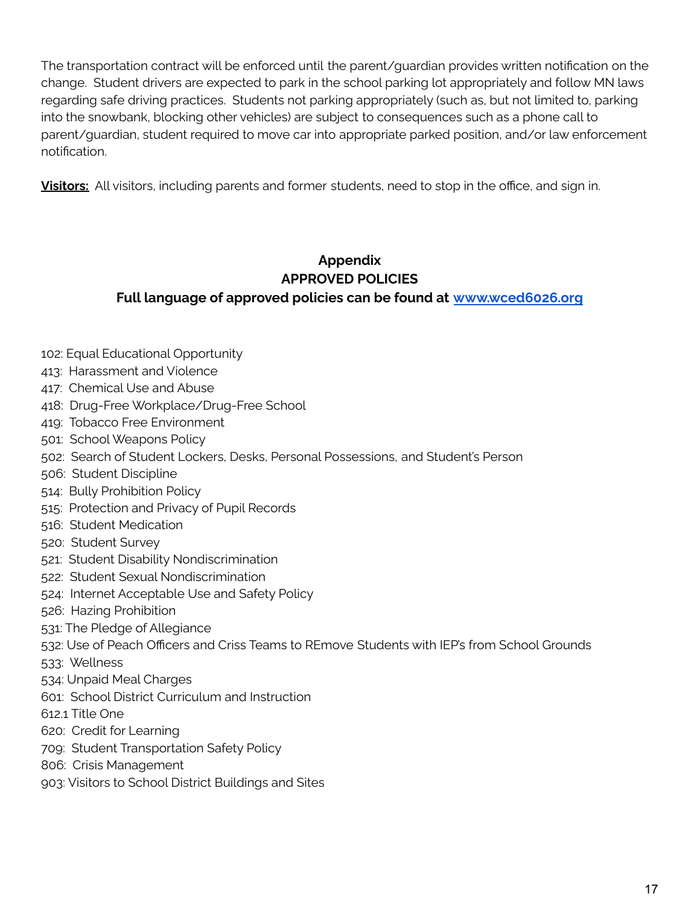The transportation contract will be enforced until the parent/guardian provides written notification on the change. Student drivers are expected to park in the school parking lot appropriately and follow MN laws regarding safe driving practices. Students not parking appropriately (such as, but not limited to, parking into the snowbank, blocking other vehicles) are subject to consequences such as a phone call to parent/guardian, student required to move car into appropriate parked position, and/or law enforcement notification.

**Visitors:** All visitors, including parents and former students, need to stop in the office, and sign in.

## Appendix
## APPROVED POLICIES
**Full language of approved policies can be found at [www.wced6026.org](www.wced6026.org)**

102: Equal Educational Opportunity
413: Harassment and Violence
417: Chemical Use and Abuse
418: Drug-Free Workplace/Drug-Free School
419: Tobacco Free Environment
501: School Weapons Policy
502: Search of Student Lockers, Desks, Personal Possessions, and Student's Person
506: Student Discipline
514: Bully Prohibition Policy
515: Protection and Privacy of Pupil Records
516: Student Medication
520: Student Survey
521: Student Disability Nondiscrimination
522: Student Sexual Nondiscrimination
524: Internet Acceptable Use and Safety Policy
526: Hazing Prohibition
531: The Pledge of Allegiance
532: Use of Peach Officers and Criss Teams to REmove Students with IEP's from School Grounds
533: Wellness
534: Unpaid Meal Charges
601: School District Curriculum and Instruction
612.1 Title One
620: Credit for Learning
709: Student Transportation Safety Policy
806: Crisis Management
903: Visitors to School District Buildings and Sites